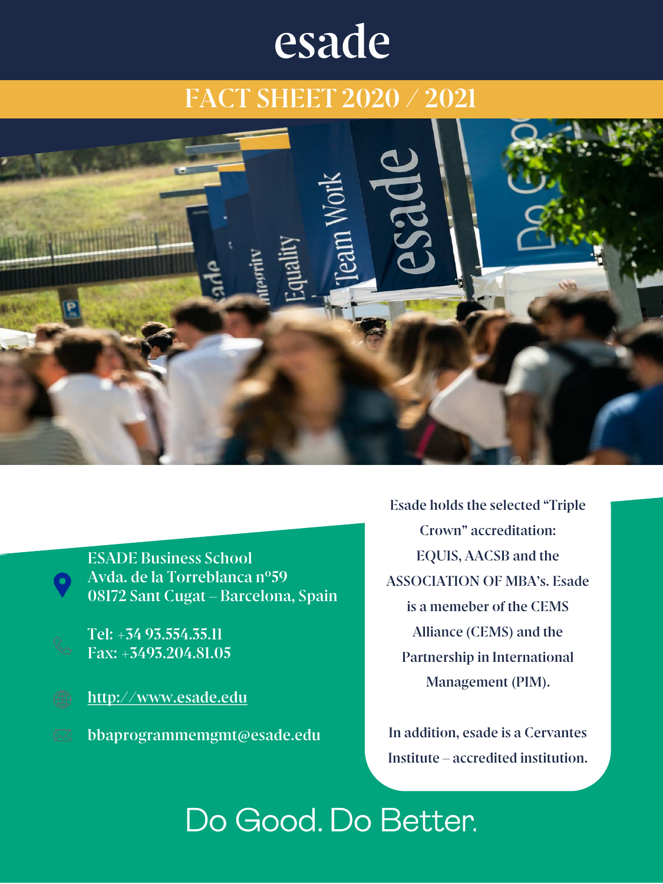# esade

## FACT SHEET 2020 / 2021

ESADE Business School
Avda. de la Torreblanca nº59
08172 Sant Cugat – Barcelona, Spain

Tel: +34 93.554.35.11
Fax: +3493.204.81.05

http://www.esade.edu

bbaprogrammemgmt@esade.edu

Esade holds the selected "Triple Crown" accreditation: EQUIS, AACSB and the ASSOCIATION OF MBA's. Esade is a memeber of the CEMS Alliance (CEMS) and the Partnership in International Management (PIM).

In addition, esade is a Cervantes Institute – accredited institution.

Do Good. Do Better.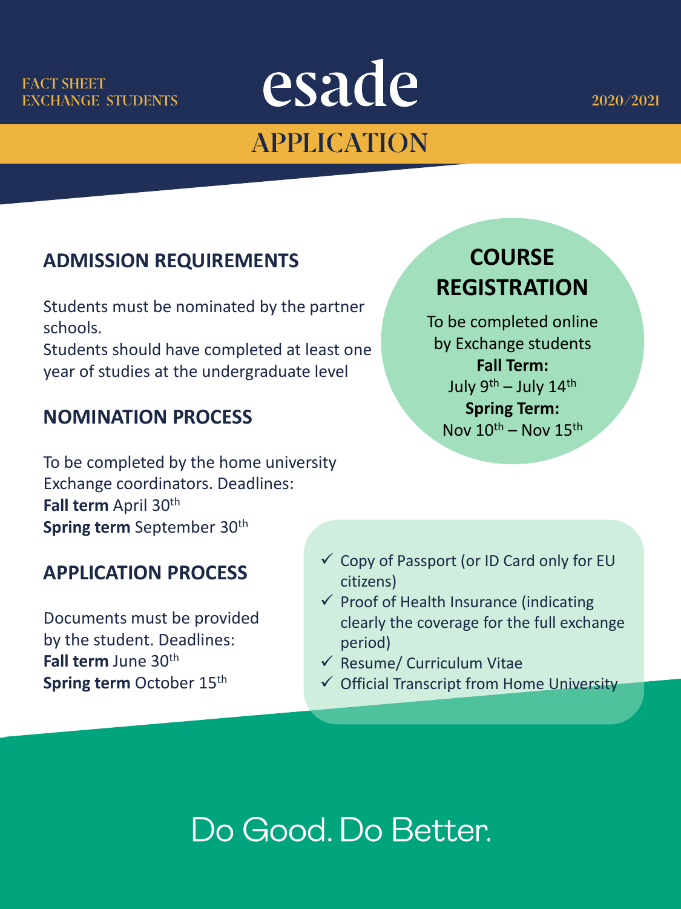FACT SHEET
EXCHANGE STUDENTS

# esade

2020/2021

# APPLICATION

## ADMISSION REQUIREMENTS

Students must be nominated by the partner schools.
Students should have completed at least one year of studies at the undergraduate level

## NOMINATION PROCESS

To be completed by the home university Exchange coordinators. Deadlines:
**Fall term** April 30th
**Spring term** September 30th

## APPLICATION PROCESS

Documents must be provided by the student. Deadlines:
**Fall term** June 30th
**Spring term** October 15th

- ✓ Copy of Passport (or ID Card only for EU citizens)
- ✓ Proof of Health Insurance (indicating clearly the coverage for the full exchange period)
- ✓ Resume/ Curriculum Vitae
- ✓ Official Transcript from Home University

## COURSE REGISTRATION

To be completed online by Exchange students
**Fall Term:**
July 9th – July 14th
**Spring Term:**
Nov 10th – Nov 15th

Do Good. Do Better.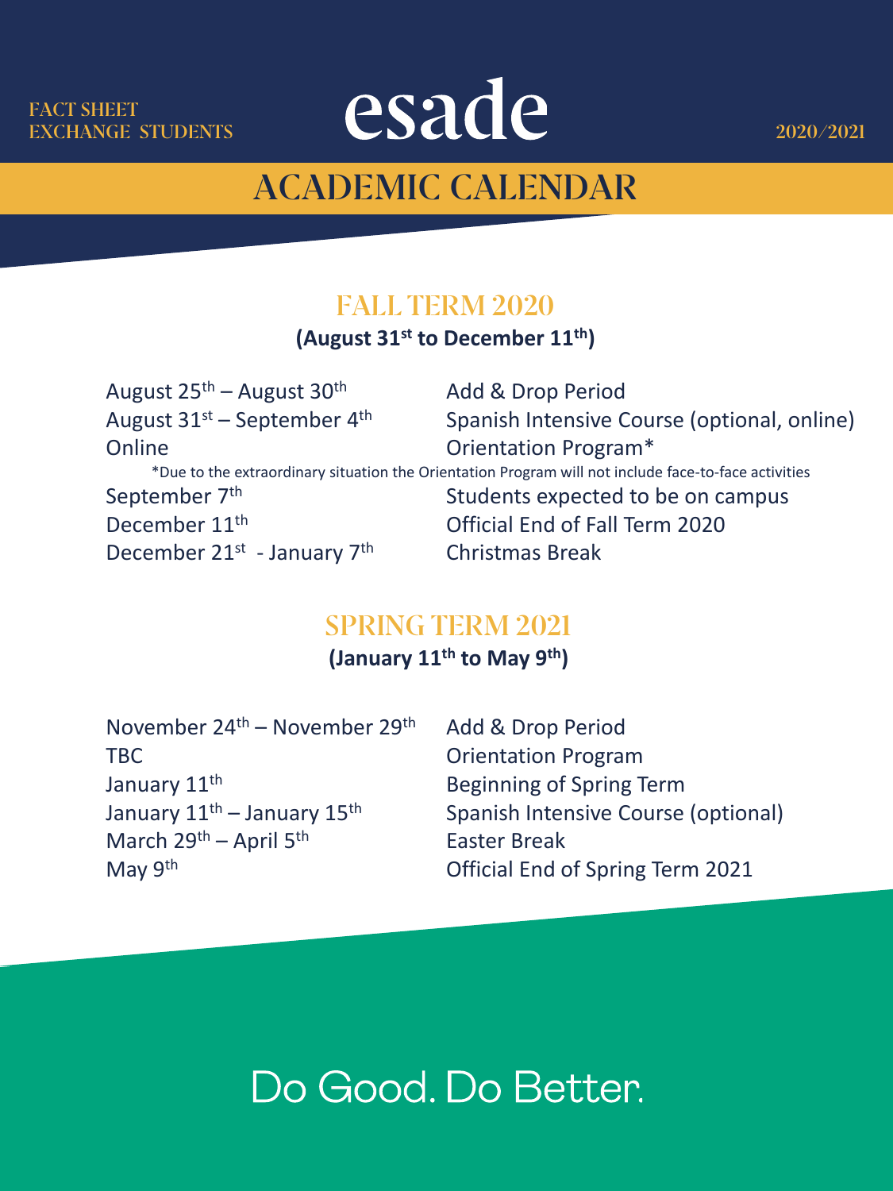FACT SHEET
EXCHANGE STUDENTS

# esade

2020/2021

# ACADEMIC CALENDAR

## FALL TERM 2020

**(August 31st to December 11th)**

| | |
|---|---|
| August 25th – August 30th | Add & Drop Period |
| August 31st – September 4th | Spanish Intensive Course (optional, online) |
| Online | Orientation Program* |
| September 7th | Students expected to be on campus |
| December 11th | Official End of Fall Term 2020 |
| December 21st - January 7th | Christmas Break |

*Due to the extraordinary situation the Orientation Program will not include face-to-face activities

## SPRING TERM 2021

**(January 11th to May 9th)**

| | |
|---|---|
| November 24th – November 29th | Add & Drop Period |
| TBC | Orientation Program |
| January 11th | Beginning of Spring Term |
| January 11th – January 15th | Spanish Intensive Course (optional) |
| March 29th – April 5th | Easter Break |
| May 9th | Official End of Spring Term 2021 |

Do Good. Do Better.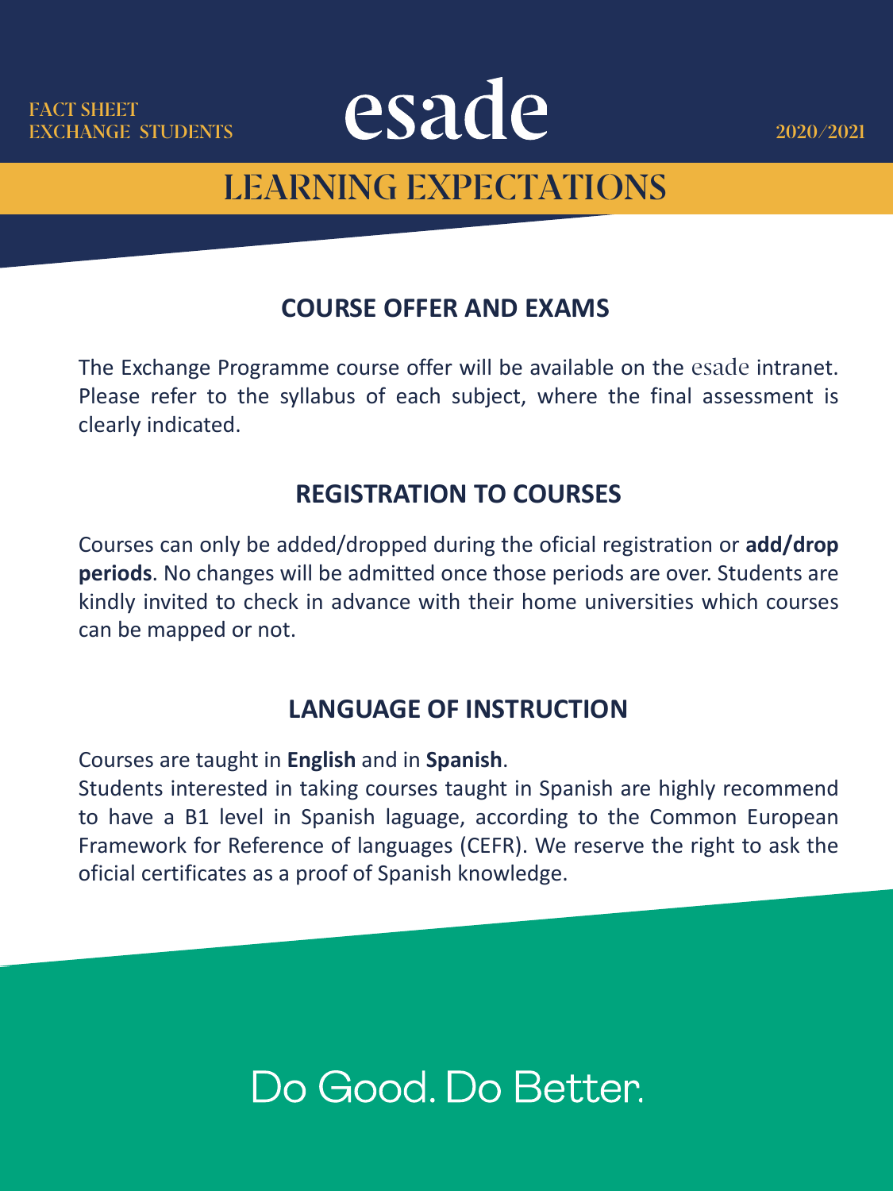FACT SHEET
EXCHANGE STUDENTS

esade

2020/2021

# LEARNING EXPECTATIONS

## COURSE OFFER AND EXAMS

The Exchange Programme course offer will be available on the esade intranet. Please refer to the syllabus of each subject, where the final assessment is clearly indicated.

## REGISTRATION TO COURSES

Courses can only be added/dropped during the oficial registration or **add/drop periods**. No changes will be admitted once those periods are over. Students are kindly invited to check in advance with their home universities which courses can be mapped or not.

## LANGUAGE OF INSTRUCTION

Courses are taught in **English** and in **Spanish**.
Students interested in taking courses taught in Spanish are highly recommend to have a B1 level in Spanish laguage, according to the Common European Framework for Reference of languages (CEFR). We reserve the right to ask the oficial certificates as a proof of Spanish knowledge.

Do Good. Do Better.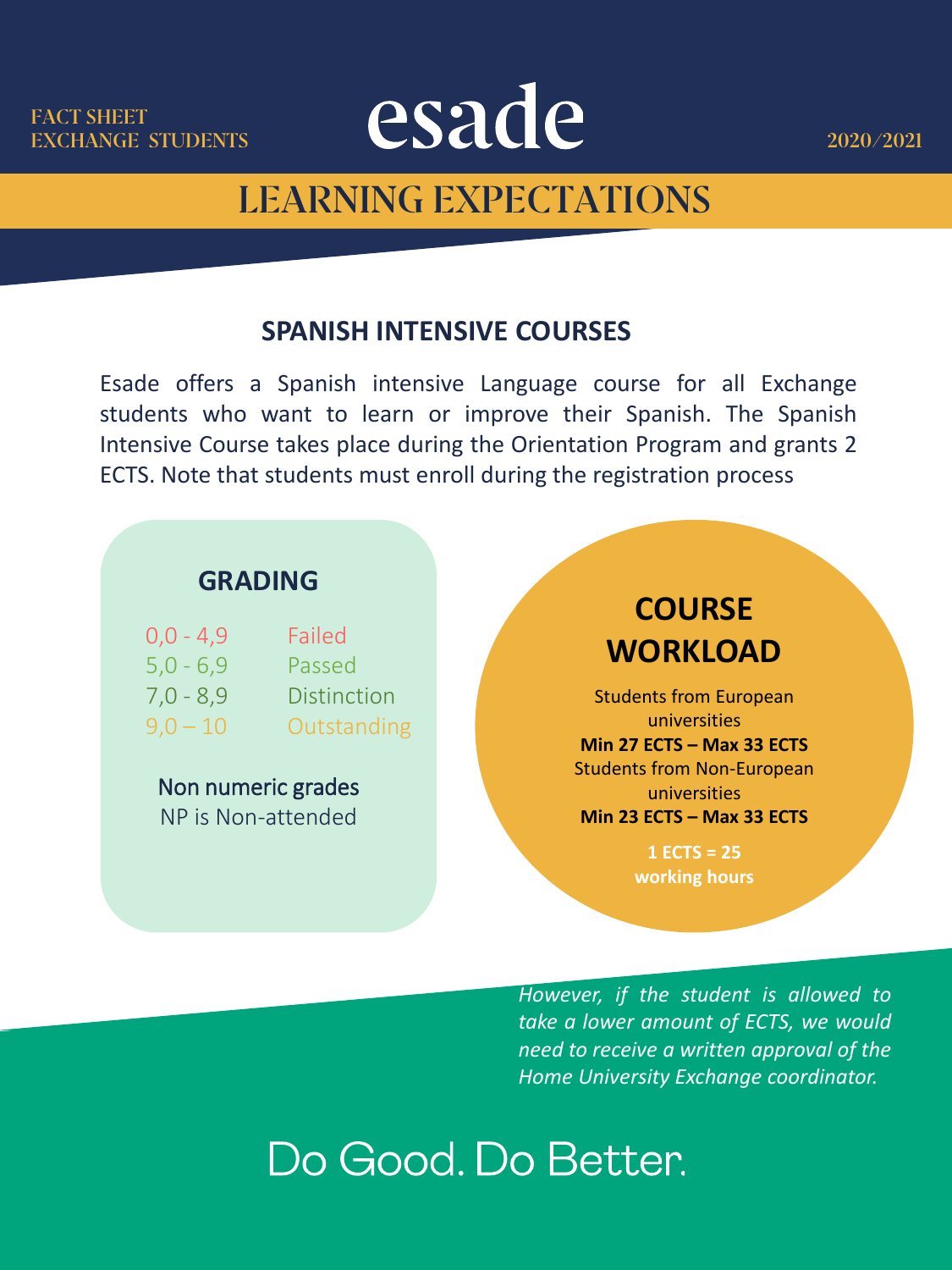FACT SHEET
EXCHANGE STUDENTS

# esade

2020/2021

## LEARNING EXPECTATIONS

### SPANISH INTENSIVE COURSES

Esade offers a Spanish intensive Language course for all Exchange students who want to learn or improve their Spanish. The Spanish Intensive Course takes place during the Orientation Program and grants 2 ECTS. Note that students must enroll during the registration process

### GRADING

| | |
|---|---|
| 0,0 - 4,9 | Failed |
| 5,0 - 6,9 | Passed |
| 7,0 - 8,9 | Distinction |
| 9,0 – 10 | Outstanding |

Non numeric grades

NP is Non-attended

### COURSE WORKLOAD

Students from European universities

**Min 27 ECTS – Max 33 ECTS**

Students from Non-European universities

**Min 23 ECTS – Max 33 ECTS**

**1 ECTS = 25 working hours**

*However, if the student is allowed to take a lower amount of ECTS, we would need to receive a written approval of the Home University Exchange coordinator.*

Do Good. Do Better.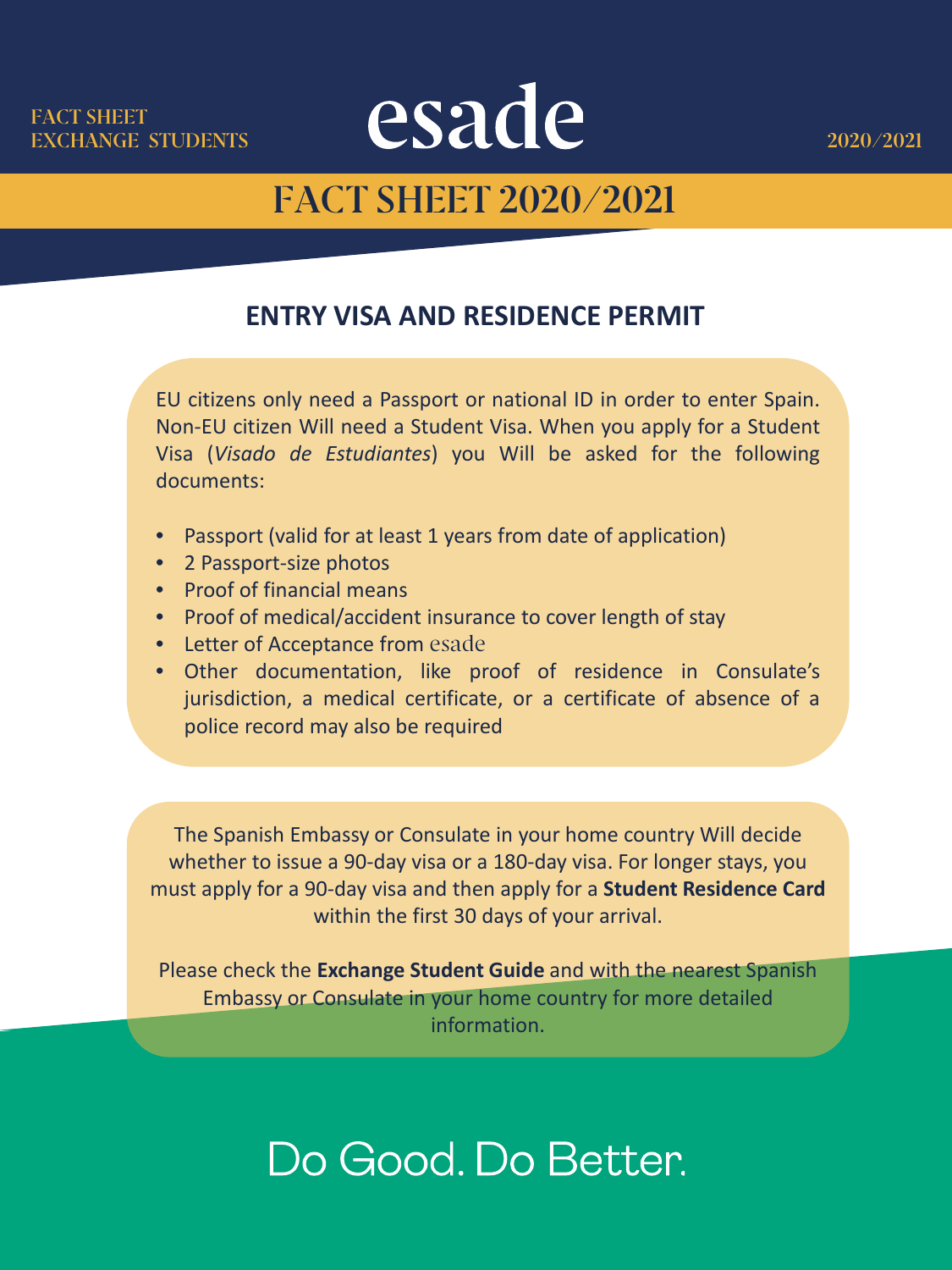# FACT SHEET 2020/2021

## ENTRY VISA AND RESIDENCE PERMIT

EU citizens only need a Passport or national ID in order to enter Spain. Non-EU citizen Will need a Student Visa. When you apply for a Student Visa (*Visado de Estudiantes*) you Will be asked for the following documents:

- Passport (valid for at least 1 years from date of application)
- 2 Passport-size photos
- Proof of financial means
- Proof of medical/accident insurance to cover length of stay
- Letter of Acceptance from esade
- Other documentation, like proof of residence in Consulate's jurisdiction, a medical certificate, or a certificate of absence of a police record may also be required

The Spanish Embassy or Consulate in your home country Will decide whether to issue a 90-day visa or a 180-day visa. For longer stays, you must apply for a 90-day visa and then apply for a **Student Residence Card** within the first 30 days of your arrival.

Please check the **Exchange Student Guide** and with the nearest Spanish Embassy or Consulate in your home country for more detailed information.

Do Good. Do Better.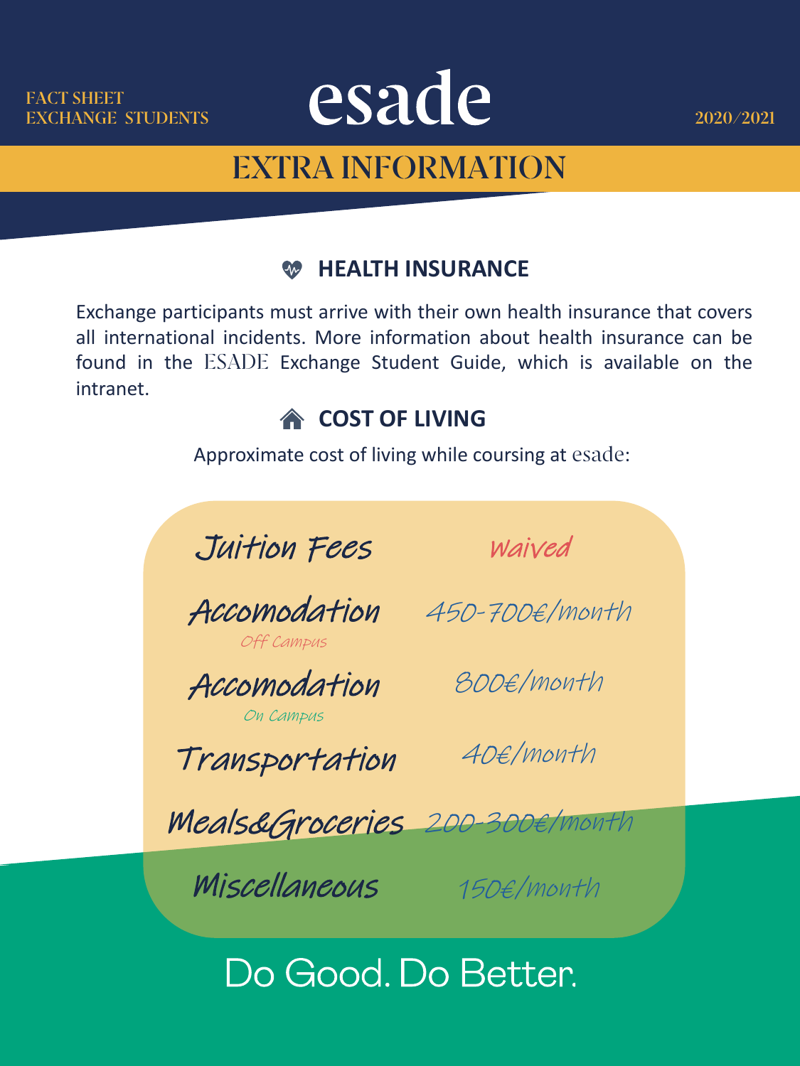FACT SHEET
EXCHANGE STUDENTS

# esade

2020/2021

## EXTRA INFORMATION

### HEALTH INSURANCE

Exchange participants must arrive with their own health insurance that covers all international incidents. More information about health insurance can be found in the ESADE Exchange Student Guide, which is available on the intranet.

### COST OF LIVING

Approximate cost of living while coursing at esade:

| | |
|---|---|
| Tuition Fees | Waived |
| Accomodation (Off Campus) | 450-700€/month |
| Accomodation (On Campus) | 800€/month |
| Transportation | 40€/month |
| Meals&Groceries | 200-300€/month |
| Miscellaneous | 150€/month |

Do Good. Do Better.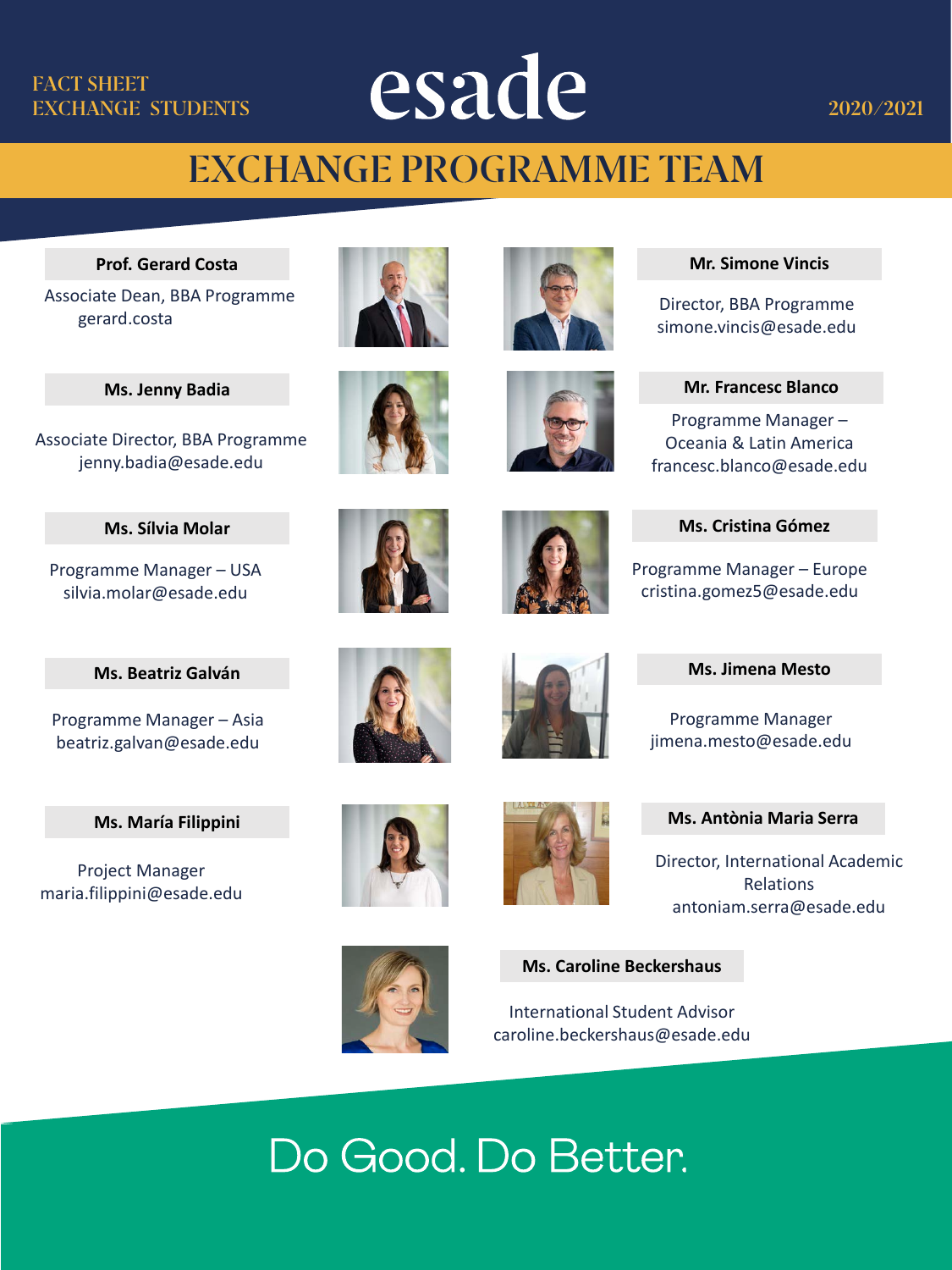FACT SHEET
EXCHANGE STUDENTS

# esade

2020/2021

## EXCHANGE PROGRAMME TEAM

**Prof. Gerard Costa**

Associate Dean, BBA Programme
gerard.costa

**Mr. Simone Vincis**

Director, BBA Programme
simone.vincis@esade.edu

**Ms. Jenny Badia**

Associate Director, BBA Programme
jenny.badia@esade.edu

**Mr. Francesc Blanco**

Programme Manager – Oceania & Latin America
francesc.blanco@esade.edu

**Ms. Sílvia Molar**

Programme Manager – USA
silvia.molar@esade.edu

**Ms. Cristina Gómez**

Programme Manager – Europe
cristina.gomez5@esade.edu

**Ms. Beatriz Galván**

Programme Manager – Asia
beatriz.galvan@esade.edu

**Ms. Jimena Mesto**

Programme Manager
jimena.mesto@esade.edu

**Ms. María Filippini**

Project Manager
maria.filippini@esade.edu

**Ms. Antònia Maria Serra**

Director, International Academic Relations
antoniam.serra@esade.edu

**Ms. Caroline Beckershaus**

International Student Advisor
caroline.beckershaus@esade.edu

Do Good. Do Better.